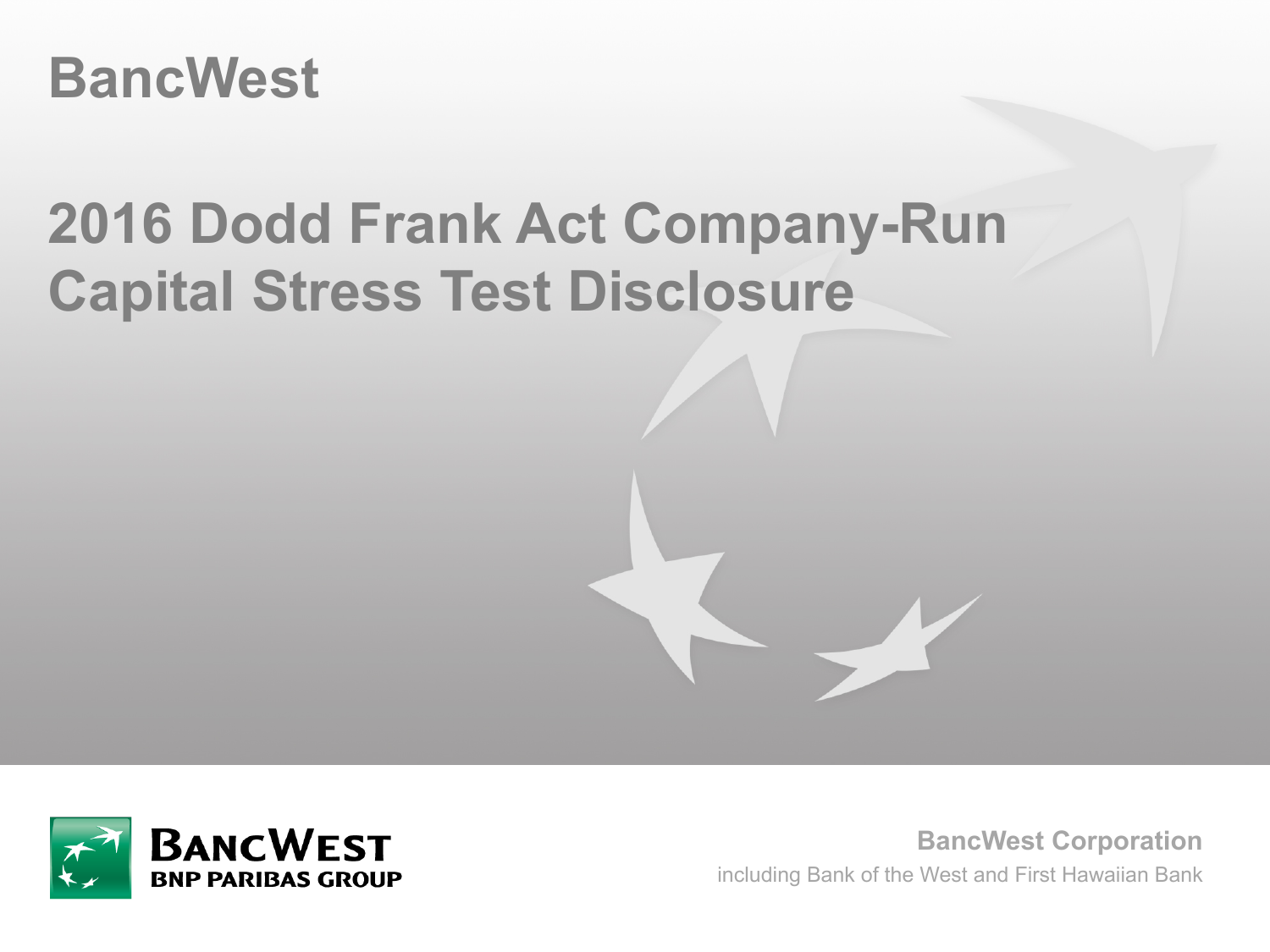# BancWest

# 2016 Dodd Frank Act Company-Run Capital Stress Test Disclosure

**BANCWEST**
**BNP PARIBAS GROUP**

**BancWest Corporation**

including Bank of the West and First Hawaiian Bank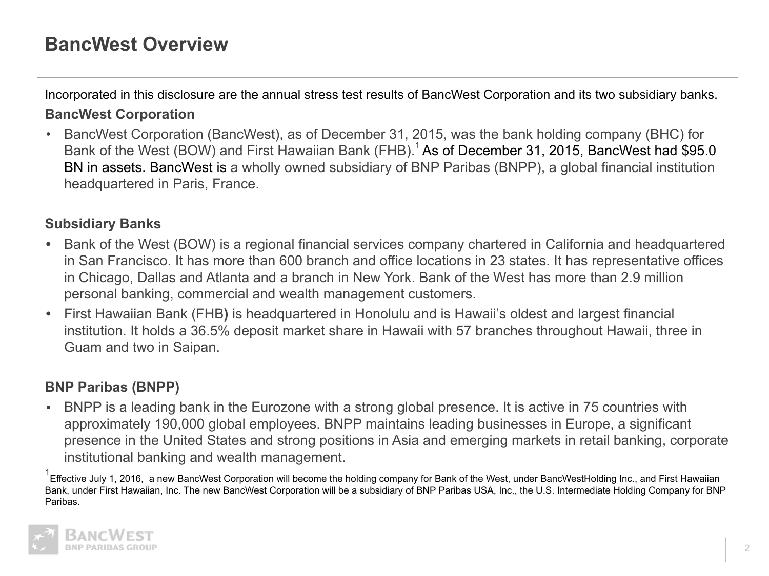# BancWest Overview

Incorporated in this disclosure are the annual stress test results of BancWest Corporation and its two subsidiary banks.

**BancWest Corporation**

- BancWest Corporation (BancWest), as of December 31, 2015, was the bank holding company (BHC) for Bank of the West (BOW) and First Hawaiian Bank (FHB).[1] As of December 31, 2015, BancWest had $95.0 BN in assets. BancWest is a wholly owned subsidiary of BNP Paribas (BNPP), a global financial institution headquartered in Paris, France.

**Subsidiary Banks**

- Bank of the West (BOW) is a regional financial services company chartered in California and headquartered in San Francisco. It has more than 600 branch and office locations in 23 states. It has representative offices in Chicago, Dallas and Atlanta and a branch in New York. Bank of the West has more than 2.9 million personal banking, commercial and wealth management customers.
- First Hawaiian Bank (FHB) is headquartered in Honolulu and is Hawaii's oldest and largest financial institution. It holds a 36.5% deposit market share in Hawaii with 57 branches throughout Hawaii, three in Guam and two in Saipan.

**BNP Paribas (BNPP)**

- BNPP is a leading bank in the Eurozone with a strong global presence. It is active in 75 countries with approximately 190,000 global employees. BNPP maintains leading businesses in Europe, a significant presence in the United States and strong positions in Asia and emerging markets in retail banking, corporate institutional banking and wealth management.

[1] Effective July 1, 2016, a new BancWest Corporation will become the holding company for Bank of the West, under BancWestHolding Inc., and First Hawaiian Bank, under First Hawaiian, Inc. The new BancWest Corporation will be a subsidiary of BNP Paribas USA, Inc., the U.S. Intermediate Holding Company for BNP Paribas.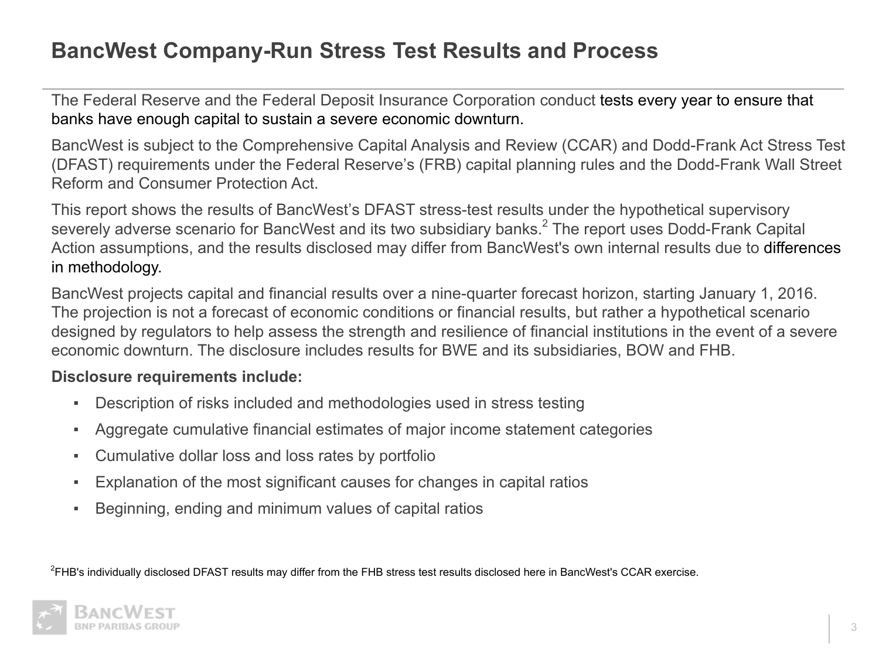# BancWest Company-Run Stress Test Results and Process

The Federal Reserve and the Federal Deposit Insurance Corporation conduct tests every year to ensure that banks have enough capital to sustain a severe economic downturn.

BancWest is subject to the Comprehensive Capital Analysis and Review (CCAR) and Dodd-Frank Act Stress Test (DFAST) requirements under the Federal Reserve's (FRB) capital planning rules and the Dodd-Frank Wall Street Reform and Consumer Protection Act.

This report shows the results of BancWest's DFAST stress-test results under the hypothetical supervisory severely adverse scenario for BancWest and its two subsidiary banks.[2] The report uses Dodd-Frank Capital Action assumptions, and the results disclosed may differ from BancWest's own internal results due to differences in methodology.

BancWest projects capital and financial results over a nine-quarter forecast horizon, starting January 1, 2016. The projection is not a forecast of economic conditions or financial results, but rather a hypothetical scenario designed by regulators to help assess the strength and resilience of financial institutions in the event of a severe economic downturn. The disclosure includes results for BWE and its subsidiaries, BOW and FHB.

**Disclosure requirements include:**

- Description of risks included and methodologies used in stress testing
- Aggregate cumulative financial estimates of major income statement categories
- Cumulative dollar loss and loss rates by portfolio
- Explanation of the most significant causes for changes in capital ratios
- Beginning, ending and minimum values of capital ratios

[2] FHB's individually disclosed DFAST results may differ from the FHB stress test results disclosed here in BancWest's CCAR exercise.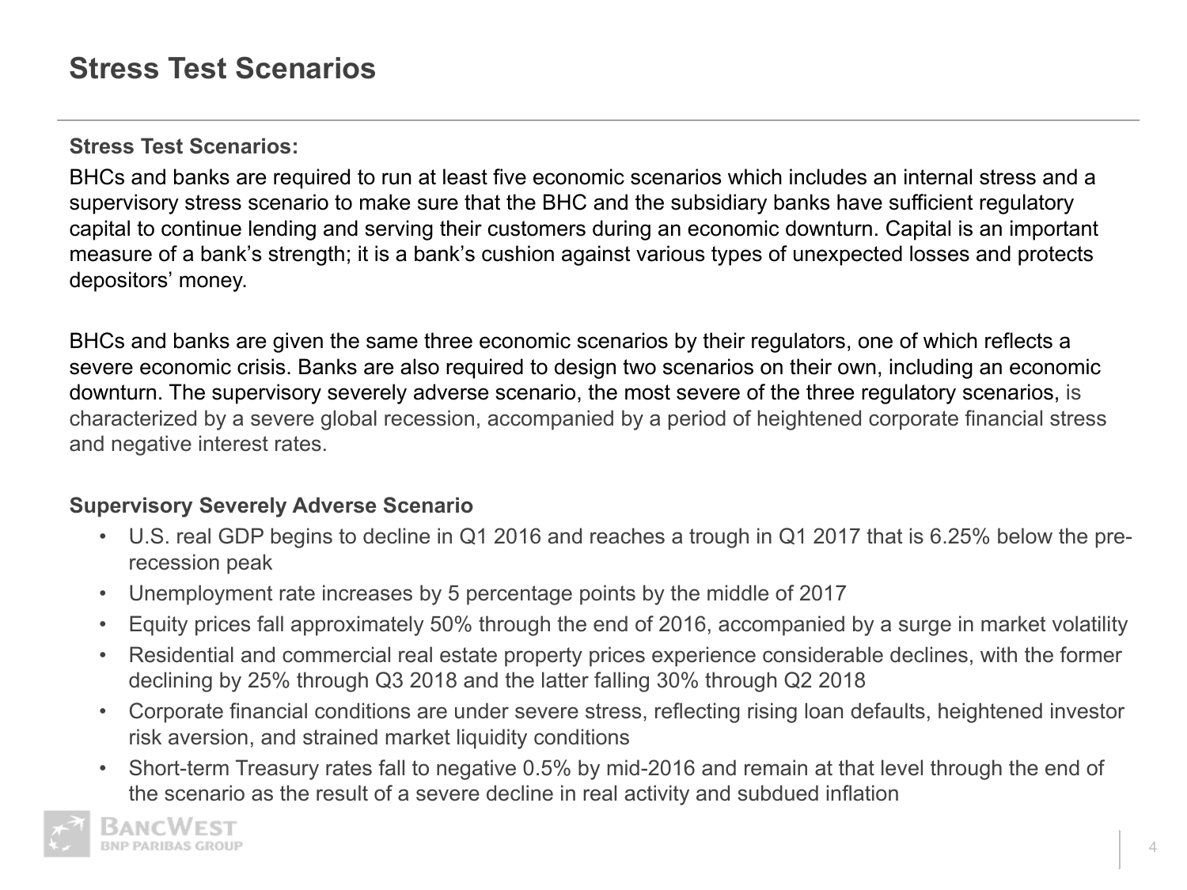# Stress Test Scenarios

**Stress Test Scenarios:**

BHCs and banks are required to run at least five economic scenarios which includes an internal stress and a supervisory stress scenario to make sure that the BHC and the subsidiary banks have sufficient regulatory capital to continue lending and serving their customers during an economic downturn. Capital is an important measure of a bank's strength; it is a bank's cushion against various types of unexpected losses and protects depositors' money.

BHCs and banks are given the same three economic scenarios by their regulators, one of which reflects a severe economic crisis. Banks are also required to design two scenarios on their own, including an economic downturn. The supervisory severely adverse scenario, the most severe of the three regulatory scenarios, is characterized by a severe global recession, accompanied by a period of heightened corporate financial stress and negative interest rates.

**Supervisory Severely Adverse Scenario**

- U.S. real GDP begins to decline in Q1 2016 and reaches a trough in Q1 2017 that is 6.25% below the pre-recession peak
- Unemployment rate increases by 5 percentage points by the middle of 2017
- Equity prices fall approximately 50% through the end of 2016, accompanied by a surge in market volatility
- Residential and commercial real estate property prices experience considerable declines, with the former declining by 25% through Q3 2018 and the latter falling 30% through Q2 2018
- Corporate financial conditions are under severe stress, reflecting rising loan defaults, heightened investor risk aversion, and strained market liquidity conditions
- Short-term Treasury rates fall to negative 0.5% by mid-2016 and remain at that level through the end of the scenario as the result of a severe decline in real activity and subdued inflation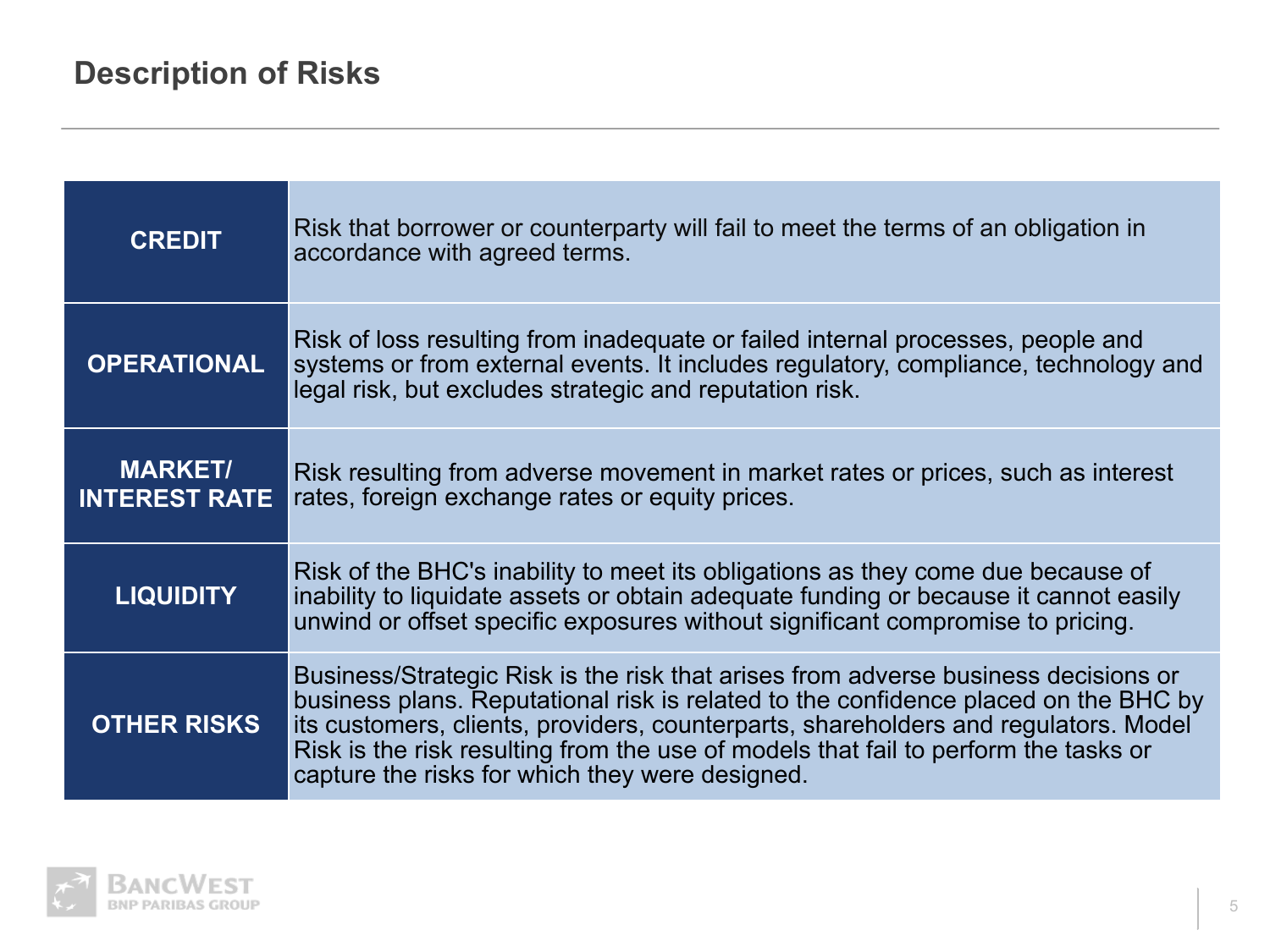## Description of Risks

| Risk | Description |
|---|---|
| **CREDIT** | Risk that borrower or counterparty will fail to meet the terms of an obligation in accordance with agreed terms. |
| **OPERATIONAL** | Risk of loss resulting from inadequate or failed internal processes, people and systems or from external events. It includes regulatory, compliance, technology and legal risk, but excludes strategic and reputation risk. |
| **MARKET/ INTEREST RATE** | Risk resulting from adverse movement in market rates or prices, such as interest rates, foreign exchange rates or equity prices. |
| **LIQUIDITY** | Risk of the BHC's inability to meet its obligations as they come due because of inability to liquidate assets or obtain adequate funding or because it cannot easily unwind or offset specific exposures without significant compromise to pricing. |
| **OTHER RISKS** | Business/Strategic Risk is the risk that arises from adverse business decisions or business plans. Reputational risk is related to the confidence placed on the BHC by its customers, clients, providers, counterparts, shareholders and regulators. Model Risk is the risk resulting from the use of models that fail to perform the tasks or capture the risks for which they were designed. |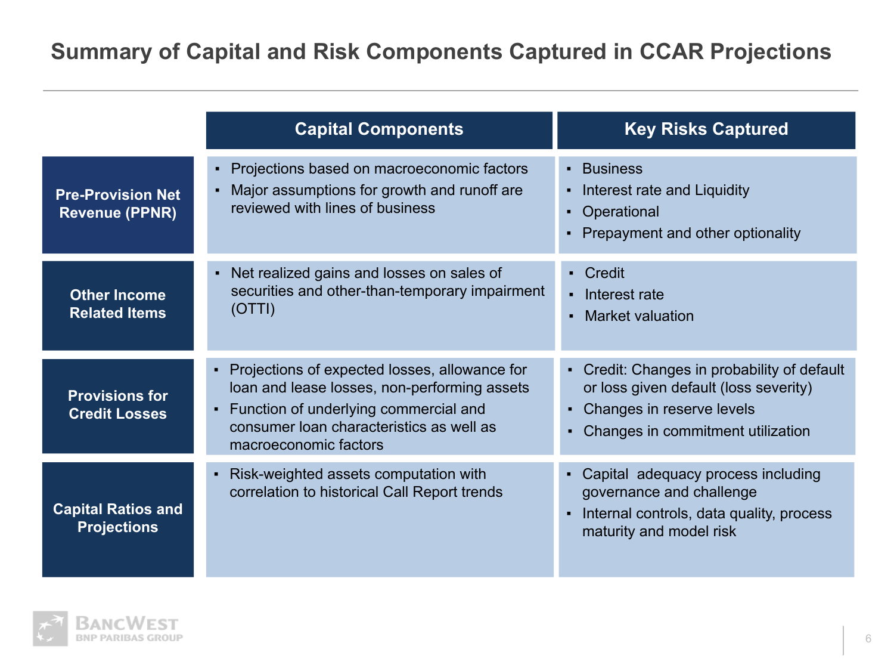# Summary of Capital and Risk Components Captured in CCAR Projections

| | Capital Components | Key Risks Captured |
|---|---|---|
| **Pre-Provision Net Revenue (PPNR)** | ▪ Projections based on macroeconomic factors<br>▪ Major assumptions for growth and runoff are reviewed with lines of business | ▪ Business<br>▪ Interest rate and Liquidity<br>▪ Operational<br>▪ Prepayment and other optionality |
| **Other Income Related Items** | ▪ Net realized gains and losses on sales of securities and other-than-temporary impairment (OTTI) | ▪ Credit<br>▪ Interest rate<br>▪ Market valuation |
| **Provisions for Credit Losses** | ▪ Projections of expected losses, allowance for loan and lease losses, non-performing assets<br>▪ Function of underlying commercial and consumer loan characteristics as well as macroeconomic factors | ▪ Credit: Changes in probability of default or loss given default (loss severity)<br>▪ Changes in reserve levels<br>▪ Changes in commitment utilization |
| **Capital Ratios and Projections** | ▪ Risk-weighted assets computation with correlation to historical Call Report trends | ▪ Capital adequacy process including governance and challenge<br>▪ Internal controls, data quality, process maturity and model risk |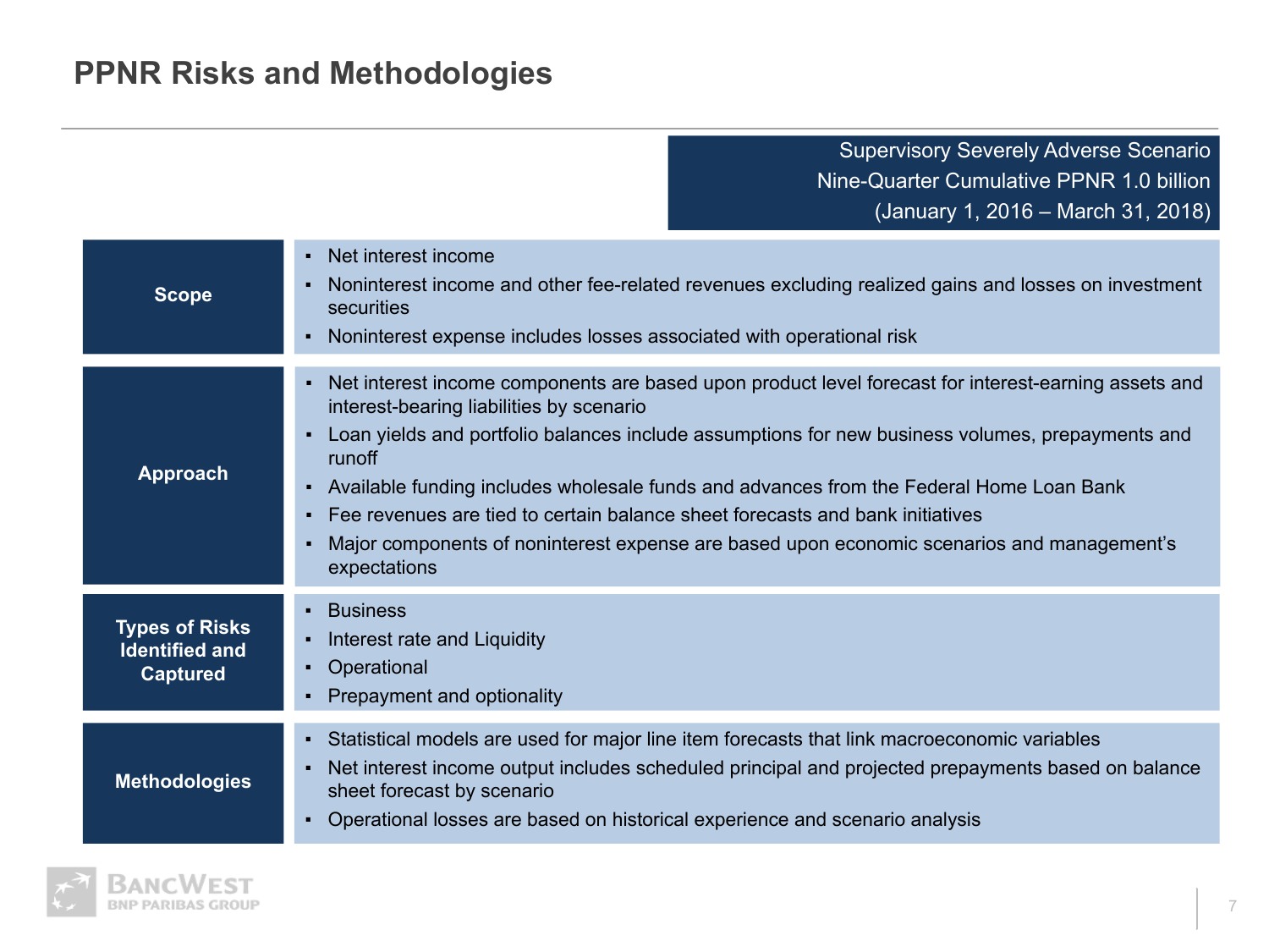# PPNR Risks and Methodologies

Supervisory Severely Adverse Scenario
Nine-Quarter Cumulative PPNR 1.0 billion
(January 1, 2016 – March 31, 2018)

| | |
|---|---|
| **Scope** | ▪ Net interest income<br>▪ Noninterest income and other fee-related revenues excluding realized gains and losses on investment securities<br>▪ Noninterest expense includes losses associated with operational risk |
| **Approach** | ▪ Net interest income components are based upon product level forecast for interest-earning assets and interest-bearing liabilities by scenario<br>▪ Loan yields and portfolio balances include assumptions for new business volumes, prepayments and runoff<br>▪ Available funding includes wholesale funds and advances from the Federal Home Loan Bank<br>▪ Fee revenues are tied to certain balance sheet forecasts and bank initiatives<br>▪ Major components of noninterest expense are based upon economic scenarios and management's expectations |
| **Types of Risks Identified and Captured** | ▪ Business<br>▪ Interest rate and Liquidity<br>▪ Operational<br>▪ Prepayment and optionality |
| **Methodologies** | ▪ Statistical models are used for major line item forecasts that link macroeconomic variables<br>▪ Net interest income output includes scheduled principal and projected prepayments based on balance sheet forecast by scenario<br>▪ Operational losses are based on historical experience and scenario analysis |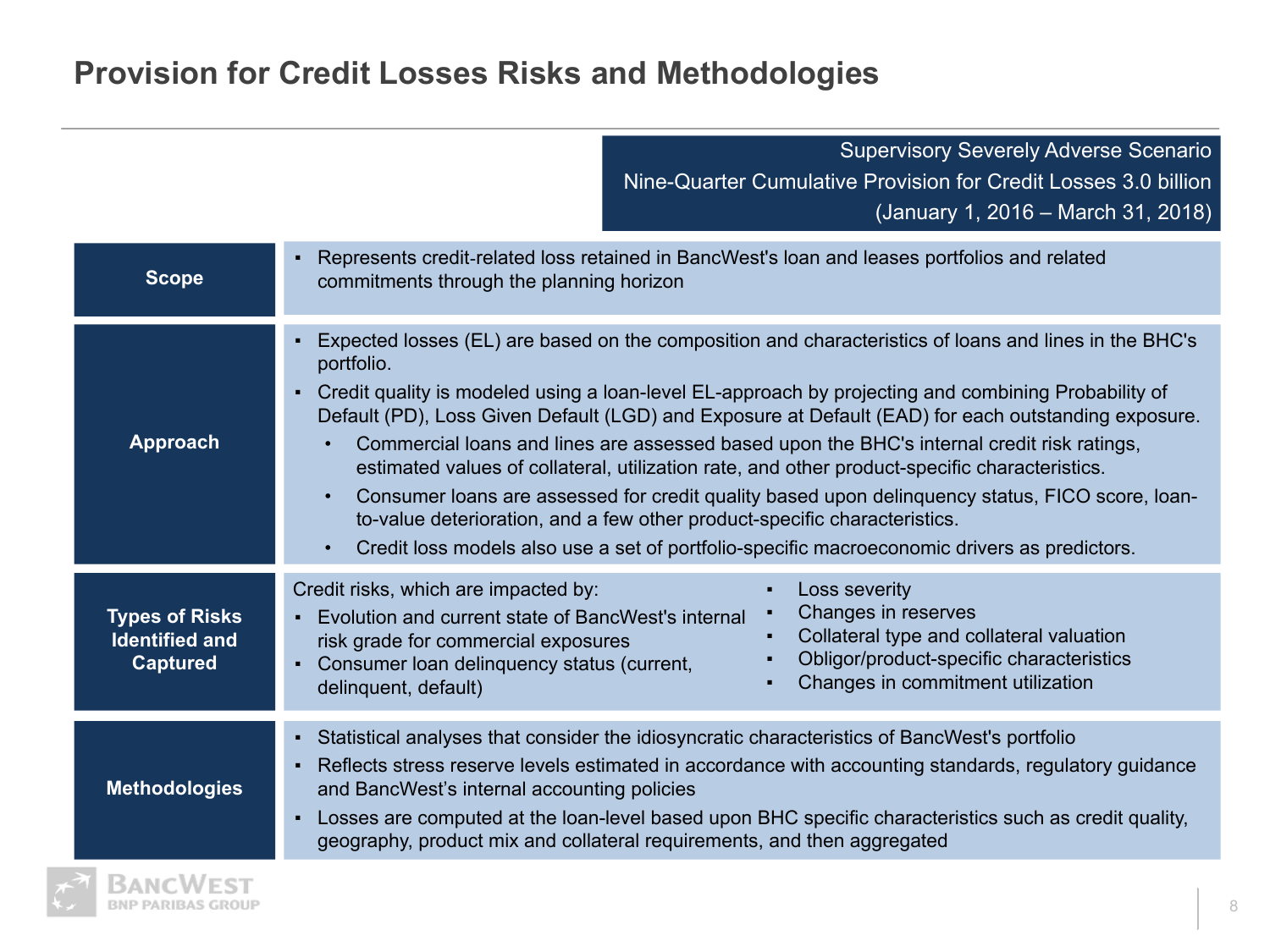# Provision for Credit Losses Risks and Methodologies

Supervisory Severely Adverse Scenario
Nine-Quarter Cumulative Provision for Credit Losses 3.0 billion
(January 1, 2016 – March 31, 2018)

**Scope**

- Represents credit-related loss retained in BancWest's loan and leases portfolios and related commitments through the planning horizon

**Approach**

- Expected losses (EL) are based on the composition and characteristics of loans and lines in the BHC's portfolio.
- Credit quality is modeled using a loan-level EL-approach by projecting and combining Probability of Default (PD), Loss Given Default (LGD) and Exposure at Default (EAD) for each outstanding exposure.
  - Commercial loans and lines are assessed based upon the BHC's internal credit risk ratings, estimated values of collateral, utilization rate, and other product-specific characteristics.
  - Consumer loans are assessed for credit quality based upon delinquency status, FICO score, loan-to-value deterioration, and a few other product-specific characteristics.
  - Credit loss models also use a set of portfolio-specific macroeconomic drivers as predictors.

**Types of Risks Identified and Captured**

Credit risks, which are impacted by:

- Evolution and current state of BancWest's internal risk grade for commercial exposures
- Consumer loan delinquency status (current, delinquent, default)
- Loss severity
- Changes in reserves
- Collateral type and collateral valuation
- Obligor/product-specific characteristics
- Changes in commitment utilization

**Methodologies**

- Statistical analyses that consider the idiosyncratic characteristics of BancWest's portfolio
- Reflects stress reserve levels estimated in accordance with accounting standards, regulatory guidance and BancWest's internal accounting policies
- Losses are computed at the loan-level based upon BHC specific characteristics such as credit quality, geography, product mix and collateral requirements, and then aggregated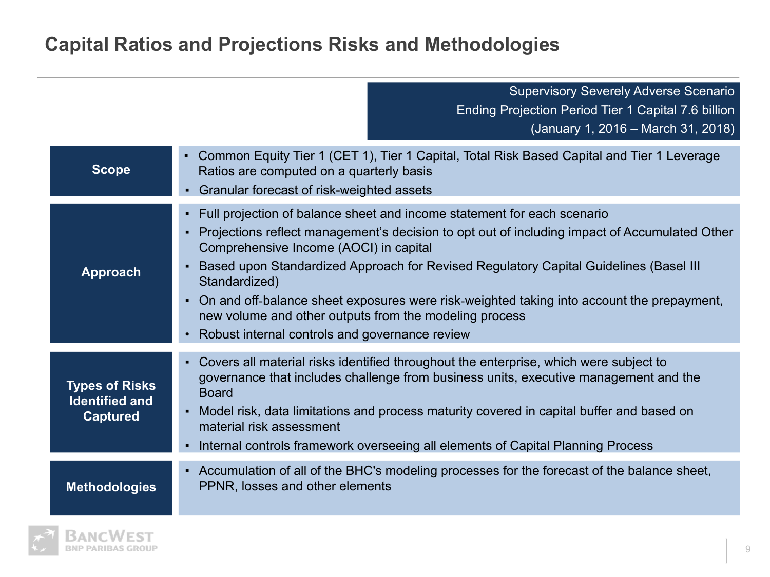# Capital Ratios and Projections Risks and Methodologies

Supervisory Severely Adverse Scenario
Ending Projection Period Tier 1 Capital 7.6 billion
(January 1, 2016 – March 31, 2018)

| | |
|---|---|
| **Scope** | ▪ Common Equity Tier 1 (CET 1), Tier 1 Capital, Total Risk Based Capital and Tier 1 Leverage Ratios are computed on a quarterly basis<br>▪ Granular forecast of risk-weighted assets |
| **Approach** | ▪ Full projection of balance sheet and income statement for each scenario<br>▪ Projections reflect management's decision to opt out of including impact of Accumulated Other Comprehensive Income (AOCI) in capital<br>▪ Based upon Standardized Approach for Revised Regulatory Capital Guidelines (Basel III Standardized)<br>▪ On and off-balance sheet exposures were risk-weighted taking into account the prepayment, new volume and other outputs from the modeling process<br>• Robust internal controls and governance review |
| **Types of Risks Identified and Captured** | ▪ Covers all material risks identified throughout the enterprise, which were subject to governance that includes challenge from business units, executive management and the Board<br>▪ Model risk, data limitations and process maturity covered in capital buffer and based on material risk assessment<br>▪ Internal controls framework overseeing all elements of Capital Planning Process |
| **Methodologies** | ▪ Accumulation of all of the BHC's modeling processes for the forecast of the balance sheet, PPNR, losses and other elements |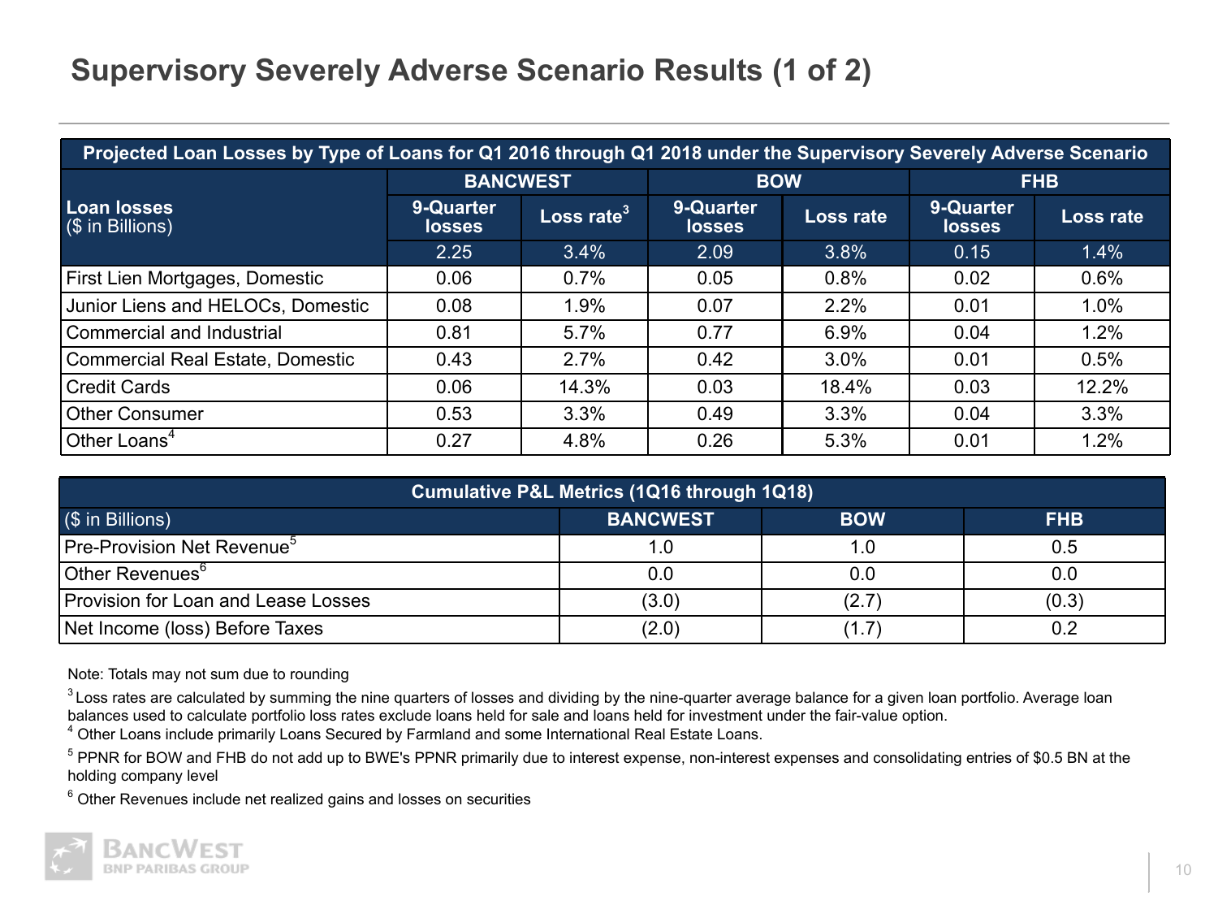# Supervisory Severely Adverse Scenario Results (1 of 2)

| Projected Loan Losses by Type of Loans for Q1 2016 through Q1 2018 under the Supervisory Severely Adverse Scenario | | | | | | |
|---|---|---|---|---|---|---|
| | BANCWEST | | BOW | | FHB | |
| **Loan losses** ($ in Billions) | 9-Quarter losses | Loss rate[3] | 9-Quarter losses | Loss rate | 9-Quarter losses | Loss rate |
| | 2.25 | 3.4% | 2.09 | 3.8% | 0.15 | 1.4% |
| First Lien Mortgages, Domestic | 0.06 | 0.7% | 0.05 | 0.8% | 0.02 | 0.6% |
| Junior Liens and HELOCs, Domestic | 0.08 | 1.9% | 0.07 | 2.2% | 0.01 | 1.0% |
| Commercial and Industrial | 0.81 | 5.7% | 0.77 | 6.9% | 0.04 | 1.2% |
| Commercial Real Estate, Domestic | 0.43 | 2.7% | 0.42 | 3.0% | 0.01 | 0.5% |
| Credit Cards | 0.06 | 14.3% | 0.03 | 18.4% | 0.03 | 12.2% |
| Other Consumer | 0.53 | 3.3% | 0.49 | 3.3% | 0.04 | 3.3% |
| Other Loans[4] | 0.27 | 4.8% | 0.26 | 5.3% | 0.01 | 1.2% |

| Cumulative P&L Metrics (1Q16 through 1Q18) | | | |
|---|---|---|---|
| ($ in Billions) | BANCWEST | BOW | FHB |
| Pre-Provision Net Revenue[5] | 1.0 | 1.0 | 0.5 |
| Other Revenues[6] | 0.0 | 0.0 | 0.0 |
| Provision for Loan and Lease Losses | (3.0) | (2.7) | (0.3) |
| Net Income (loss) Before Taxes | (2.0) | (1.7) | 0.2 |

Note: Totals may not sum due to rounding

[3] Loss rates are calculated by summing the nine quarters of losses and dividing by the nine-quarter average balance for a given loan portfolio. Average loan balances used to calculate portfolio loss rates exclude loans held for sale and loans held for investment under the fair-value option.

[4] Other Loans include primarily Loans Secured by Farmland and some International Real Estate Loans.

[5] PPNR for BOW and FHB do not add up to BWE's PPNR primarily due to interest expense, non-interest expenses and consolidating entries of $0.5 BN at the holding company level

[6] Other Revenues include net realized gains and losses on securities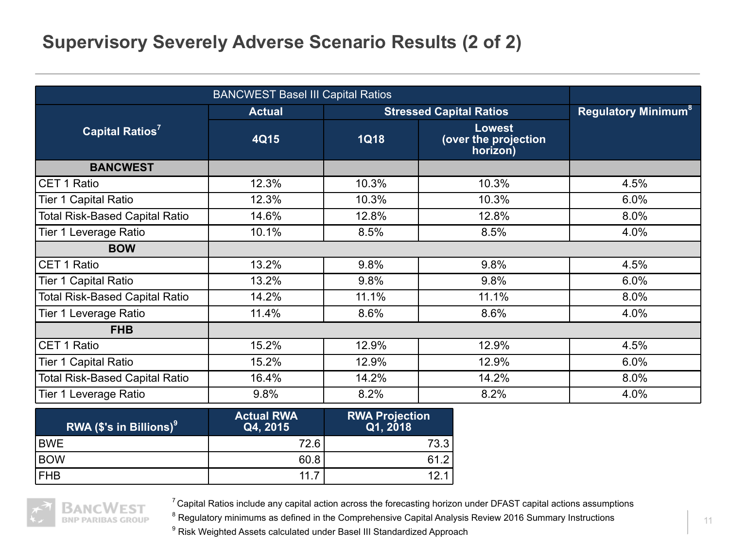# Supervisory Severely Adverse Scenario Results (2 of 2)

| BANCWEST Basel III Capital Ratios | | | | |
|---|---|---|---|---|
| Capital Ratios[7] | Actual | Stressed Capital Ratios | | Regulatory Minimum[8] |
| | 4Q15 | 1Q18 | Lowest (over the projection horizon) | |
| **BANCWEST** | | | | |
| CET 1 Ratio | 12.3% | 10.3% | 10.3% | 4.5% |
| Tier 1 Capital Ratio | 12.3% | 10.3% | 10.3% | 6.0% |
| Total Risk-Based Capital Ratio | 14.6% | 12.8% | 12.8% | 8.0% |
| Tier 1 Leverage Ratio | 10.1% | 8.5% | 8.5% | 4.0% |
| **BOW** | | | | |
| CET 1 Ratio | 13.2% | 9.8% | 9.8% | 4.5% |
| Tier 1 Capital Ratio | 13.2% | 9.8% | 9.8% | 6.0% |
| Total Risk-Based Capital Ratio | 14.2% | 11.1% | 11.1% | 8.0% |
| Tier 1 Leverage Ratio | 11.4% | 8.6% | 8.6% | 4.0% |
| **FHB** | | | | |
| CET 1 Ratio | 15.2% | 12.9% | 12.9% | 4.5% |
| Tier 1 Capital Ratio | 15.2% | 12.9% | 12.9% | 6.0% |
| Total Risk-Based Capital Ratio | 16.4% | 14.2% | 14.2% | 8.0% |
| Tier 1 Leverage Ratio | 9.8% | 8.2% | 8.2% | 4.0% |

| RWA ($'s in Billions)[9] | Actual RWA Q4, 2015 | RWA Projection Q1, 2018 |
|---|---|---|
| BWE | 72.6 | 73.3 |
| BOW | 60.8 | 61.2 |
| FHB | 11.7 | 12.1 |

[7] Capital Ratios include any capital action across the forecasting horizon under DFAST capital actions assumptions

[8] Regulatory minimums as defined in the Comprehensive Capital Analysis Review 2016 Summary Instructions

[9] Risk Weighted Assets calculated under Basel III Standardized Approach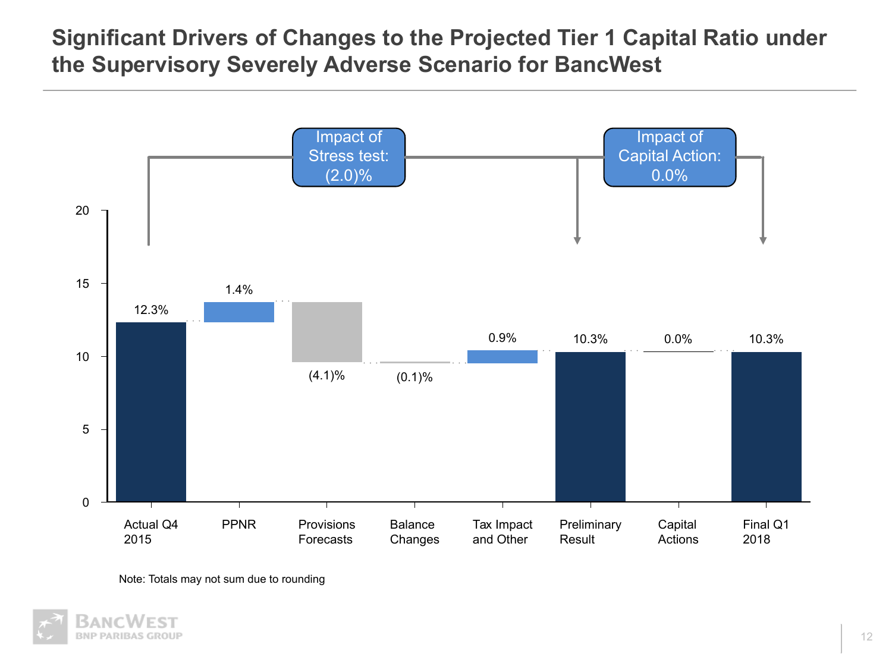# Significant Drivers of Changes to the Projected Tier 1 Capital Ratio under the Supervisory Severely Adverse Scenario for BancWest

Impact of Stress test: (2.0)%

Impact of Capital Action: 0.0%

| Actual Q4 2015 | PPNR | Provisions Forecasts | Balance Changes | Tax Impact and Other | Preliminary Result | Capital Actions | Final Q1 2018 |
|---|---|---|---|---|---|---|---|
| 12.3% | 1.4% | (4.1)% | (0.1)% | 0.9% | 10.3% | 0.0% | 10.3% |

Note: Totals may not sum due to rounding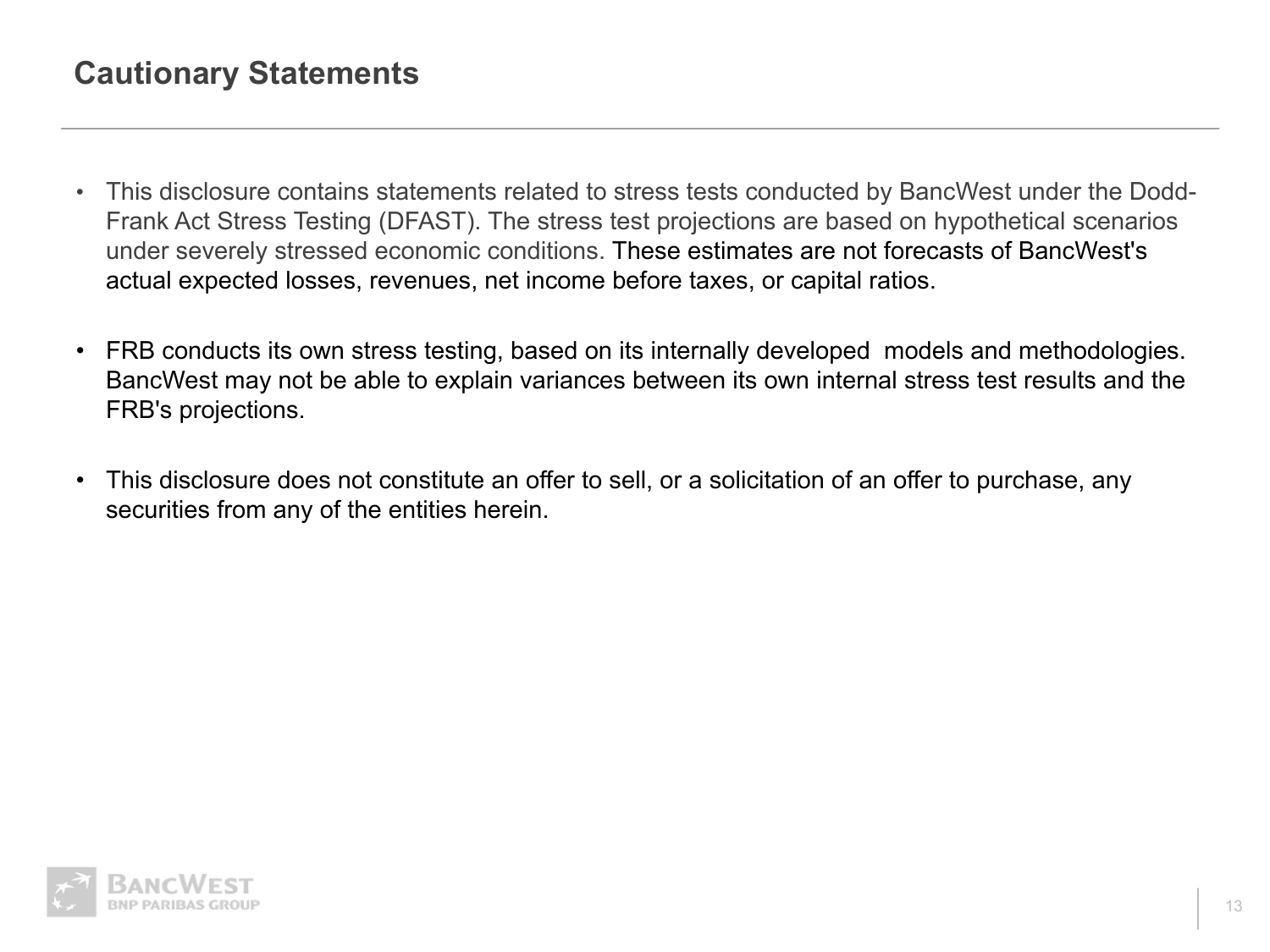# Cautionary Statements

- This disclosure contains statements related to stress tests conducted by BancWest under the Dodd-Frank Act Stress Testing (DFAST). The stress test projections are based on hypothetical scenarios under severely stressed economic conditions. These estimates are not forecasts of BancWest's actual expected losses, revenues, net income before taxes, or capital ratios.

- FRB conducts its own stress testing, based on its internally developed models and methodologies. BancWest may not be able to explain variances between its own internal stress test results and the FRB's projections.

- This disclosure does not constitute an offer to sell, or a solicitation of an offer to purchase, any securities from any of the entities herein.